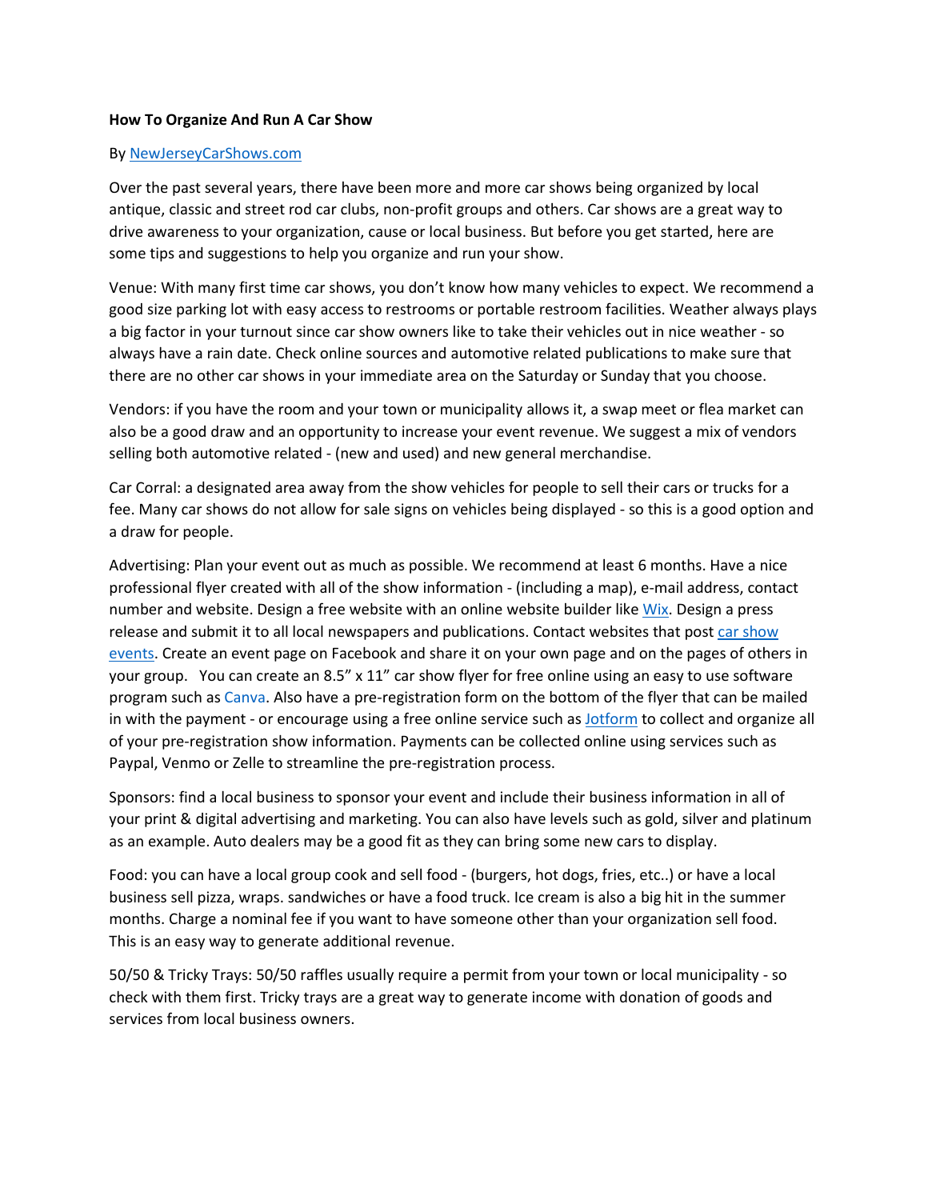**How To Organize And Run A Car Show**

By [NewJerseyCarShows.com]()

Over the past several years, there have been more and more car shows being organized by local antique, classic and street rod car clubs, non-profit groups and others. Car shows are a great way to drive awareness to your organization, cause or local business. But before you get started, here are some tips and suggestions to help you organize and run your show.

Venue: With many first time car shows, you don't know how many vehicles to expect. We recommend a good size parking lot with easy access to restrooms or portable restroom facilities. Weather always plays a big factor in your turnout since car show owners like to take their vehicles out in nice weather - so always have a rain date. Check online sources and automotive related publications to make sure that there are no other car shows in your immediate area on the Saturday or Sunday that you choose.

Vendors: if you have the room and your town or municipality allows it, a swap meet or flea market can also be a good draw and an opportunity to increase your event revenue. We suggest a mix of vendors selling both automotive related - (new and used) and new general merchandise.

Car Corral: a designated area away from the show vehicles for people to sell their cars or trucks for a fee. Many car shows do not allow for sale signs on vehicles being displayed - so this is a good option and a draw for people.

Advertising: Plan your event out as much as possible. We recommend at least 6 months. Have a nice professional flyer created with all of the show information - (including a map), e-mail address, contact number and website. Design a free website with an online website builder like Wix. Design a press release and submit it to all local newspapers and publications. Contact websites that post car show events. Create an event page on Facebook and share it on your own page and on the pages of others in your group. You can create an 8.5" x 11" car show flyer for free online using an easy to use software program such as Canva. Also have a pre-registration form on the bottom of the flyer that can be mailed in with the payment - or encourage using a free online service such as Jotform to collect and organize all of your pre-registration show information. Payments can be collected online using services such as Paypal, Venmo or Zelle to streamline the pre-registration process.

Sponsors: find a local business to sponsor your event and include their business information in all of your print & digital advertising and marketing. You can also have levels such as gold, silver and platinum as an example. Auto dealers may be a good fit as they can bring some new cars to display.

Food: you can have a local group cook and sell food - (burgers, hot dogs, fries, etc..) or have a local business sell pizza, wraps. sandwiches or have a food truck. Ice cream is also a big hit in the summer months. Charge a nominal fee if you want to have someone other than your organization sell food. This is an easy way to generate additional revenue.

50/50 & Tricky Trays: 50/50 raffles usually require a permit from your town or local municipality - so check with them first. Tricky trays are a great way to generate income with donation of goods and services from local business owners.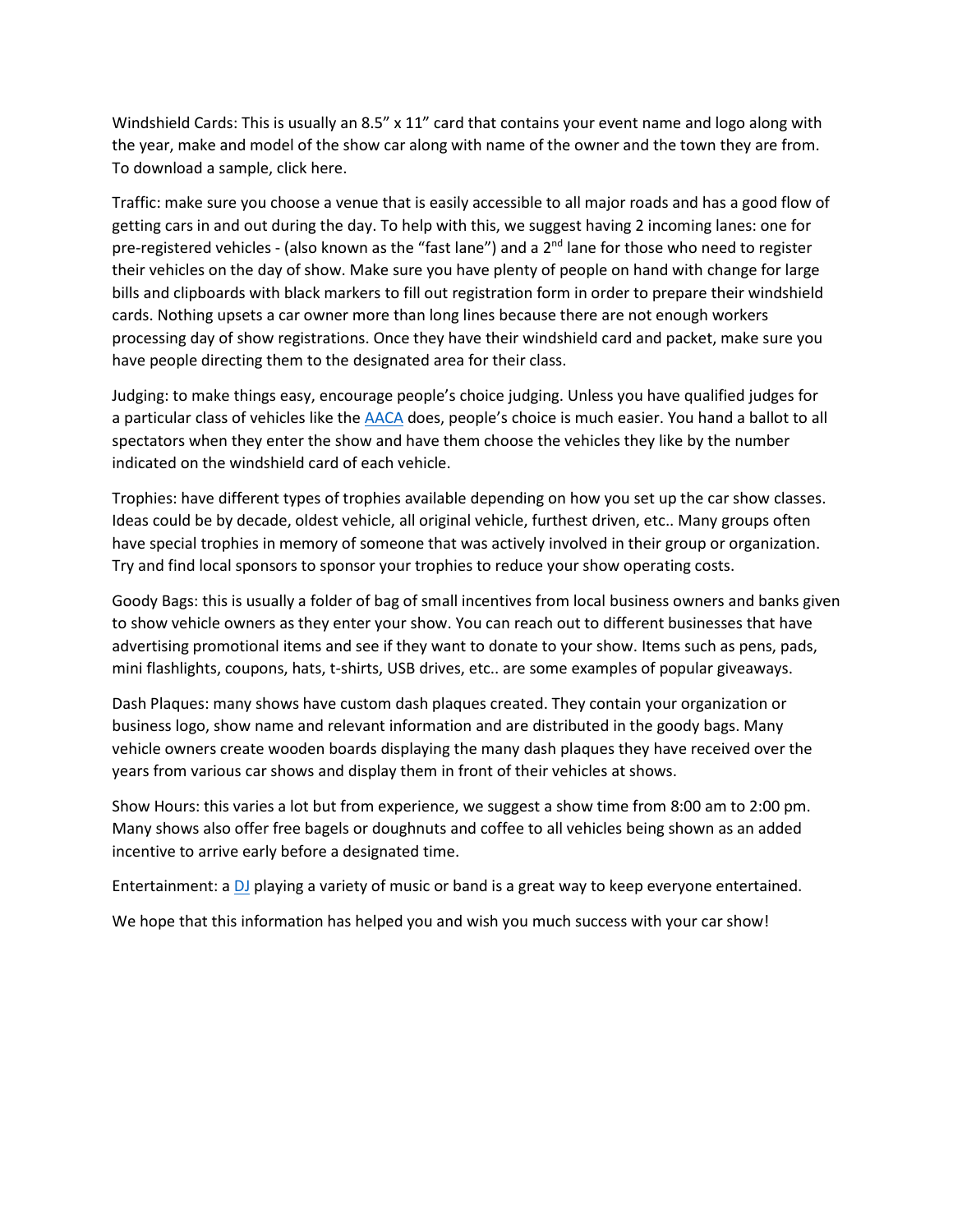Windshield Cards: This is usually an 8.5" x 11" card that contains your event name and logo along with the year, make and model of the show car along with name of the owner and the town they are from. To download a sample, click here.

Traffic: make sure you choose a venue that is easily accessible to all major roads and has a good flow of getting cars in and out during the day. To help with this, we suggest having 2 incoming lanes: one for pre-registered vehicles - (also known as the "fast lane") and a $2^{nd}$ lane for those who need to register their vehicles on the day of show. Make sure you have plenty of people on hand with change for large bills and clipboards with black markers to fill out registration form in order to prepare their windshield cards. Nothing upsets a car owner more than long lines because there are not enough workers processing day of show registrations. Once they have their windshield card and packet, make sure you have people directing them to the designated area for their class.

Judging: to make things easy, encourage people's choice judging. Unless you have qualified judges for a particular class of vehicles like the AACA does, people's choice is much easier. You hand a ballot to all spectators when they enter the show and have them choose the vehicles they like by the number indicated on the windshield card of each vehicle.

Trophies: have different types of trophies available depending on how you set up the car show classes. Ideas could be by decade, oldest vehicle, all original vehicle, furthest driven, etc.. Many groups often have special trophies in memory of someone that was actively involved in their group or organization. Try and find local sponsors to sponsor your trophies to reduce your show operating costs.

Goody Bags: this is usually a folder of bag of small incentives from local business owners and banks given to show vehicle owners as they enter your show. You can reach out to different businesses that have advertising promotional items and see if they want to donate to your show. Items such as pens, pads, mini flashlights, coupons, hats, t-shirts, USB drives, etc.. are some examples of popular giveaways.

Dash Plaques: many shows have custom dash plaques created. They contain your organization or business logo, show name and relevant information and are distributed in the goody bags. Many vehicle owners create wooden boards displaying the many dash plaques they have received over the years from various car shows and display them in front of their vehicles at shows.

Show Hours: this varies a lot but from experience, we suggest a show time from 8:00 am to 2:00 pm. Many shows also offer free bagels or doughnuts and coffee to all vehicles being shown as an added incentive to arrive early before a designated time.

Entertainment: a DJ playing a variety of music or band is a great way to keep everyone entertained.

We hope that this information has helped you and wish you much success with your car show!